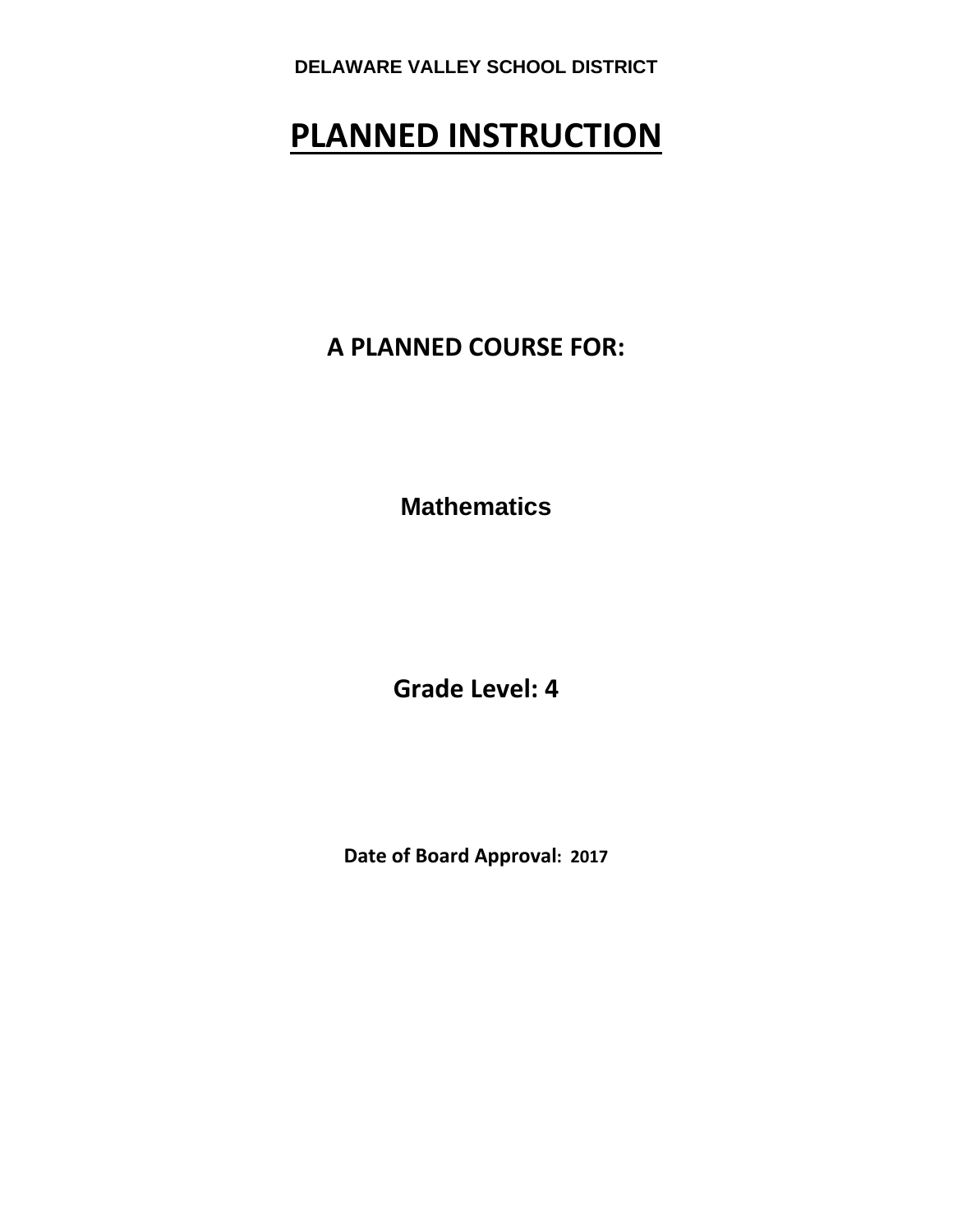**DELAWARE VALLEY SCHOOL DISTRICT**

# PLANNED INSTRUCTION

## A PLANNED COURSE FOR:

**Mathematics**

**Grade Level: 4**

**Date of Board Approval: 2017**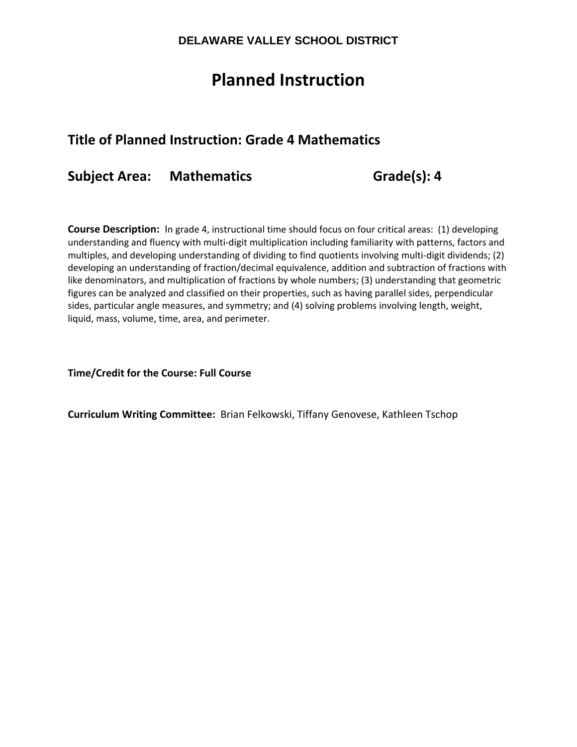**DELAWARE VALLEY SCHOOL DISTRICT**

# Planned Instruction

## Title of Planned Instruction: Grade 4 Mathematics

## Subject Area: Mathematics Grade(s): 4

**Course Description:** In grade 4, instructional time should focus on four critical areas: (1) developing understanding and fluency with multi-digit multiplication including familiarity with patterns, factors and multiples, and developing understanding of dividing to find quotients involving multi-digit dividends; (2) developing an understanding of fraction/decimal equivalence, addition and subtraction of fractions with like denominators, and multiplication of fractions by whole numbers; (3) understanding that geometric figures can be analyzed and classified on their properties, such as having parallel sides, perpendicular sides, particular angle measures, and symmetry; and (4) solving problems involving length, weight, liquid, mass, volume, time, area, and perimeter.

**Time/Credit for the Course: Full Course**

**Curriculum Writing Committee:** Brian Felkowski, Tiffany Genovese, Kathleen Tschop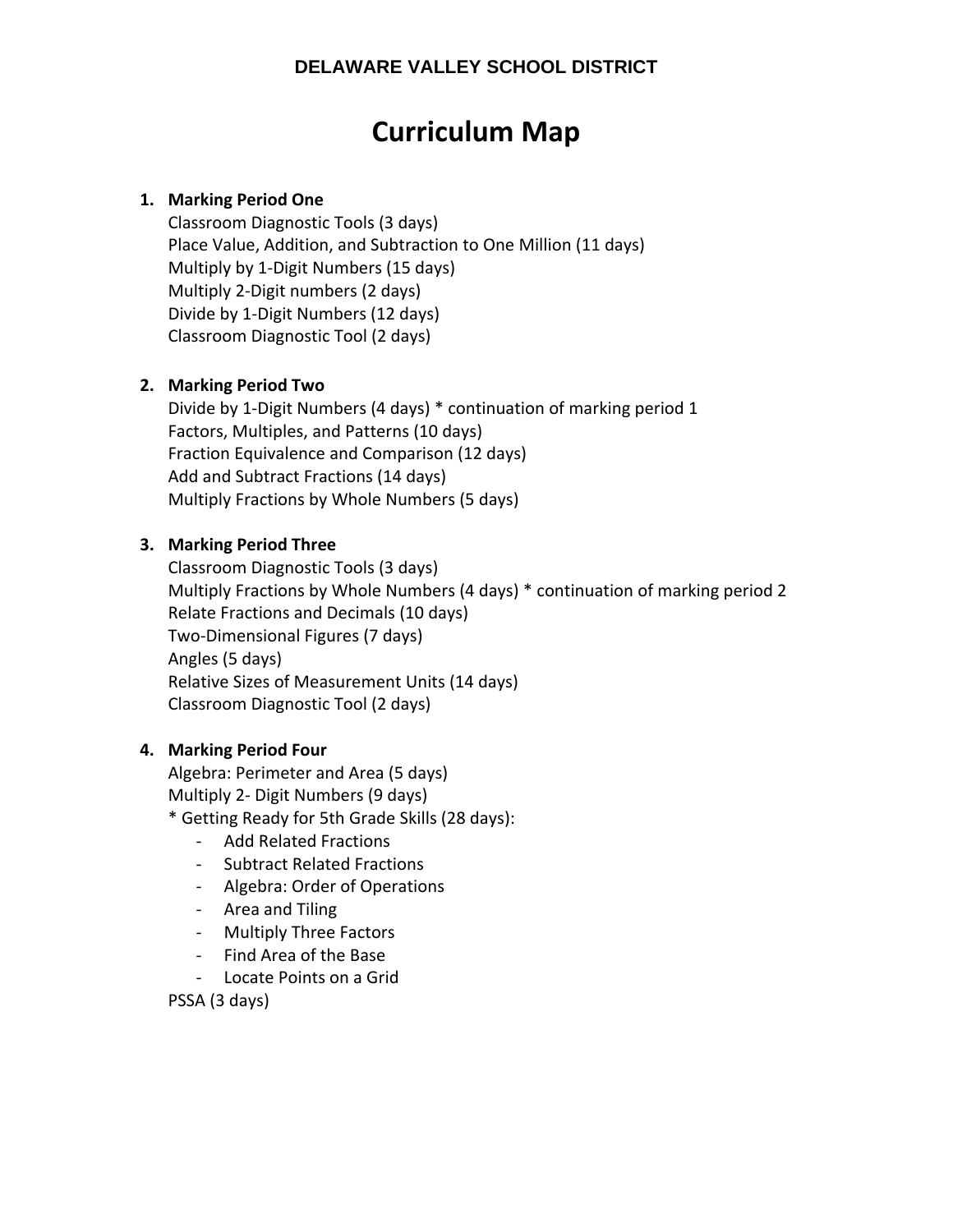**DELAWARE VALLEY SCHOOL DISTRICT**

# Curriculum Map

1. **Marking Period One**
   Classroom Diagnostic Tools (3 days)
   Place Value, Addition, and Subtraction to One Million (11 days)
   Multiply by 1-Digit Numbers (15 days)
   Multiply 2-Digit numbers (2 days)
   Divide by 1-Digit Numbers (12 days)
   Classroom Diagnostic Tool (2 days)

2. **Marking Period Two**
   Divide by 1-Digit Numbers (4 days) * continuation of marking period 1
   Factors, Multiples, and Patterns (10 days)
   Fraction Equivalence and Comparison (12 days)
   Add and Subtract Fractions (14 days)
   Multiply Fractions by Whole Numbers (5 days)

3. **Marking Period Three**
   Classroom Diagnostic Tools (3 days)
   Multiply Fractions by Whole Numbers (4 days) * continuation of marking period 2
   Relate Fractions and Decimals (10 days)
   Two-Dimensional Figures (7 days)
   Angles (5 days)
   Relative Sizes of Measurement Units (14 days)
   Classroom Diagnostic Tool (2 days)

4. **Marking Period Four**
   Algebra: Perimeter and Area (5 days)
   Multiply 2- Digit Numbers (9 days)
   * Getting Ready for 5th Grade Skills (28 days):
      - Add Related Fractions
      - Subtract Related Fractions
      - Algebra: Order of Operations
      - Area and Tiling
      - Multiply Three Factors
      - Find Area of the Base
      - Locate Points on a Grid

   PSSA (3 days)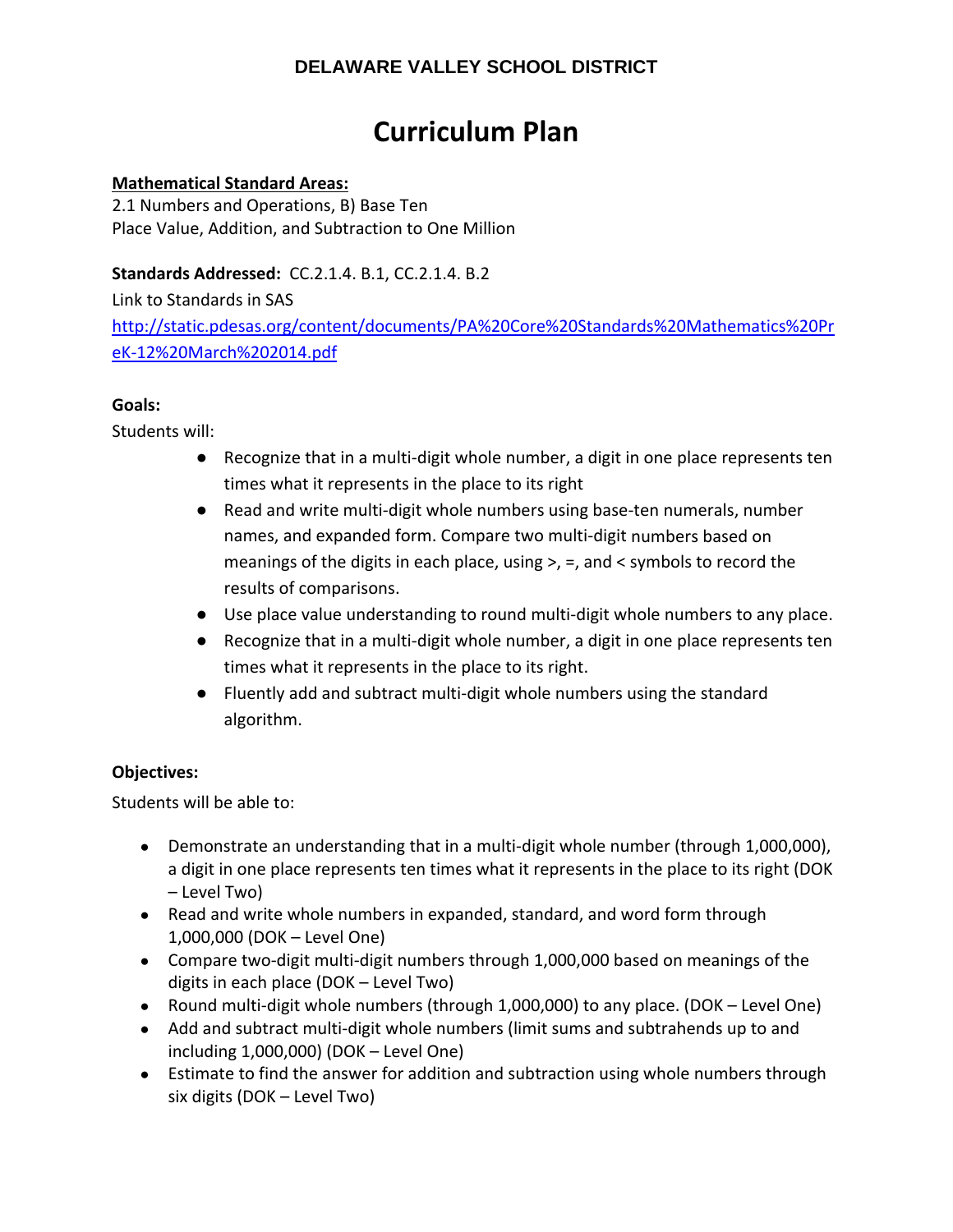**DELAWARE VALLEY SCHOOL DISTRICT**

# Curriculum Plan

**Mathematical Standard Areas:**
2.1 Numbers and Operations, B) Base Ten
Place Value, Addition, and Subtraction to One Million

**Standards Addressed:** CC.2.1.4. B.1, CC.2.1.4. B.2
Link to Standards in SAS
[http://static.pdesas.org/content/documents/PA%20Core%20Standards%20Mathematics%20PreK-12%20March%202014.pdf](http://static.pdesas.org/content/documents/PA%20Core%20Standards%20Mathematics%20PreK-12%20March%202014.pdf)

**Goals:**
Students will:

- Recognize that in a multi-digit whole number, a digit in one place represents ten times what it represents in the place to its right
- Read and write multi-digit whole numbers using base-ten numerals, number names, and expanded form. Compare two multi-digit numbers based on meanings of the digits in each place, using >, =, and < symbols to record the results of comparisons.
- Use place value understanding to round multi-digit whole numbers to any place.
- Recognize that in a multi-digit whole number, a digit in one place represents ten times what it represents in the place to its right.
- Fluently add and subtract multi-digit whole numbers using the standard algorithm.

**Objectives:**
Students will be able to:

- Demonstrate an understanding that in a multi-digit whole number (through 1,000,000), a digit in one place represents ten times what it represents in the place to its right (DOK – Level Two)
- Read and write whole numbers in expanded, standard, and word form through 1,000,000 (DOK – Level One)
- Compare two-digit multi-digit numbers through 1,000,000 based on meanings of the digits in each place (DOK – Level Two)
- Round multi-digit whole numbers (through 1,000,000) to any place. (DOK – Level One)
- Add and subtract multi-digit whole numbers (limit sums and subtrahends up to and including 1,000,000) (DOK – Level One)
- Estimate to find the answer for addition and subtraction using whole numbers through six digits (DOK – Level Two)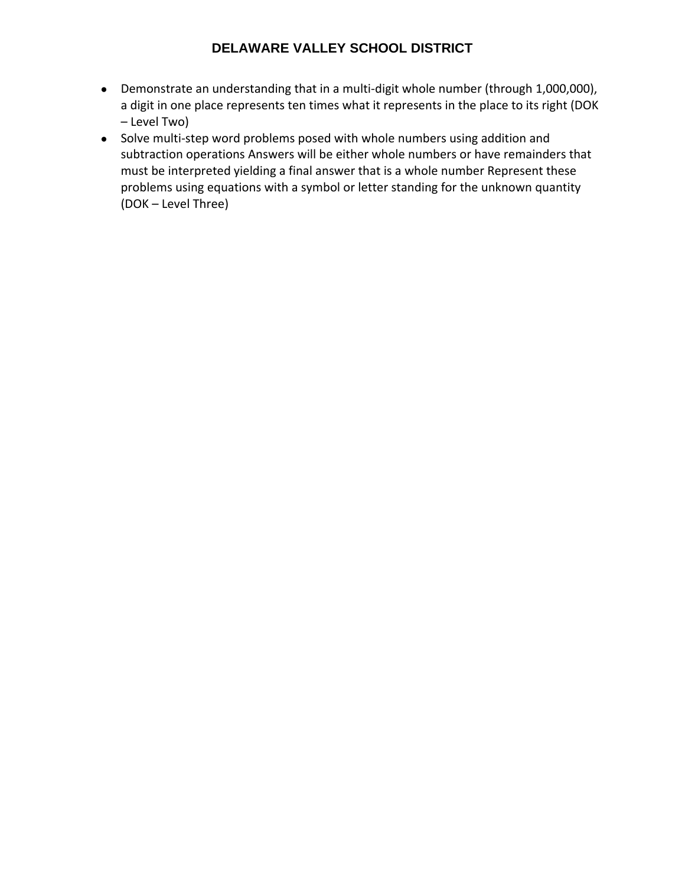- Demonstrate an understanding that in a multi-digit whole number (through 1,000,000), a digit in one place represents ten times what it represents in the place to its right (DOK – Level Two)
- Solve multi-step word problems posed with whole numbers using addition and subtraction operations Answers will be either whole numbers or have remainders that must be interpreted yielding a final answer that is a whole number Represent these problems using equations with a symbol or letter standing for the unknown quantity (DOK – Level Three)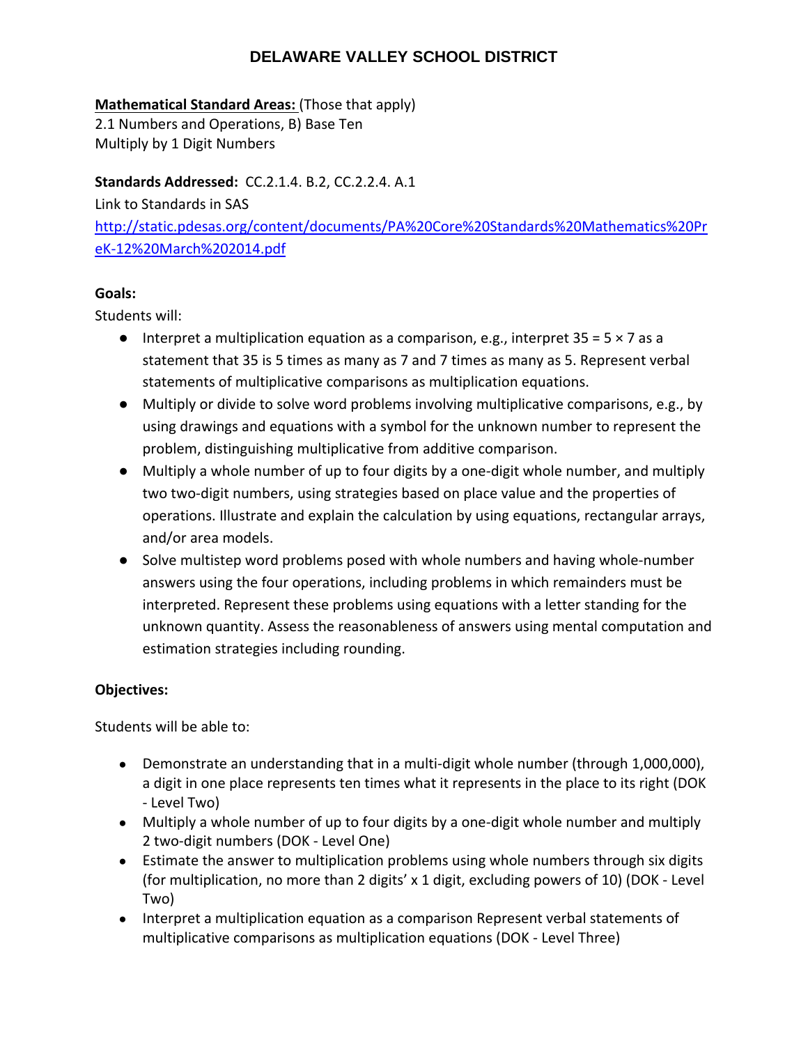# DELAWARE VALLEY SCHOOL DISTRICT

**Mathematical Standard Areas:** (Those that apply)
2.1 Numbers and Operations, B) Base Ten
Multiply by 1 Digit Numbers

**Standards Addressed:** CC.2.1.4. B.2, CC.2.2.4. A.1
Link to Standards in SAS
[http://static.pdesas.org/content/documents/PA%20Core%20Standards%20Mathematics%20PreK-12%20March%202014.pdf](http://static.pdesas.org/content/documents/PA%20Core%20Standards%20Mathematics%20PreK-12%20March%202014.pdf)

**Goals:**
Students will:

- Interpret a multiplication equation as a comparison, e.g., interpret $35 = 5 \times 7$ as a statement that 35 is 5 times as many as 7 and 7 times as many as 5. Represent verbal statements of multiplicative comparisons as multiplication equations.
- Multiply or divide to solve word problems involving multiplicative comparisons, e.g., by using drawings and equations with a symbol for the unknown number to represent the problem, distinguishing multiplicative from additive comparison.
- Multiply a whole number of up to four digits by a one-digit whole number, and multiply two two-digit numbers, using strategies based on place value and the properties of operations. Illustrate and explain the calculation by using equations, rectangular arrays, and/or area models.
- Solve multistep word problems posed with whole numbers and having whole-number answers using the four operations, including problems in which remainders must be interpreted. Represent these problems using equations with a letter standing for the unknown quantity. Assess the reasonableness of answers using mental computation and estimation strategies including rounding.

**Objectives:**

Students will be able to:

- Demonstrate an understanding that in a multi-digit whole number (through 1,000,000), a digit in one place represents ten times what it represents in the place to its right (DOK - Level Two)
- Multiply a whole number of up to four digits by a one-digit whole number and multiply 2 two-digit numbers (DOK - Level One)
- Estimate the answer to multiplication problems using whole numbers through six digits (for multiplication, no more than 2 digits' x 1 digit, excluding powers of 10) (DOK - Level Two)
- Interpret a multiplication equation as a comparison Represent verbal statements of multiplicative comparisons as multiplication equations (DOK - Level Three)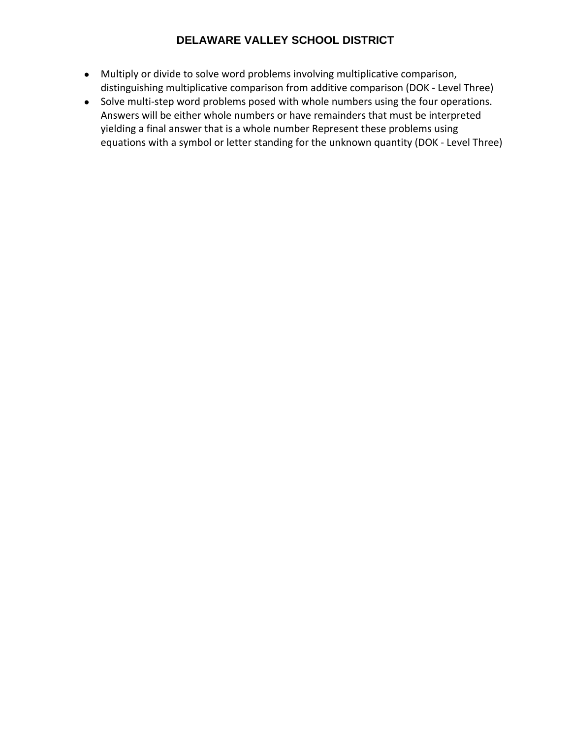- Multiply or divide to solve word problems involving multiplicative comparison, distinguishing multiplicative comparison from additive comparison (DOK - Level Three)
- Solve multi-step word problems posed with whole numbers using the four operations. Answers will be either whole numbers or have remainders that must be interpreted yielding a final answer that is a whole number Represent these problems using equations with a symbol or letter standing for the unknown quantity (DOK - Level Three)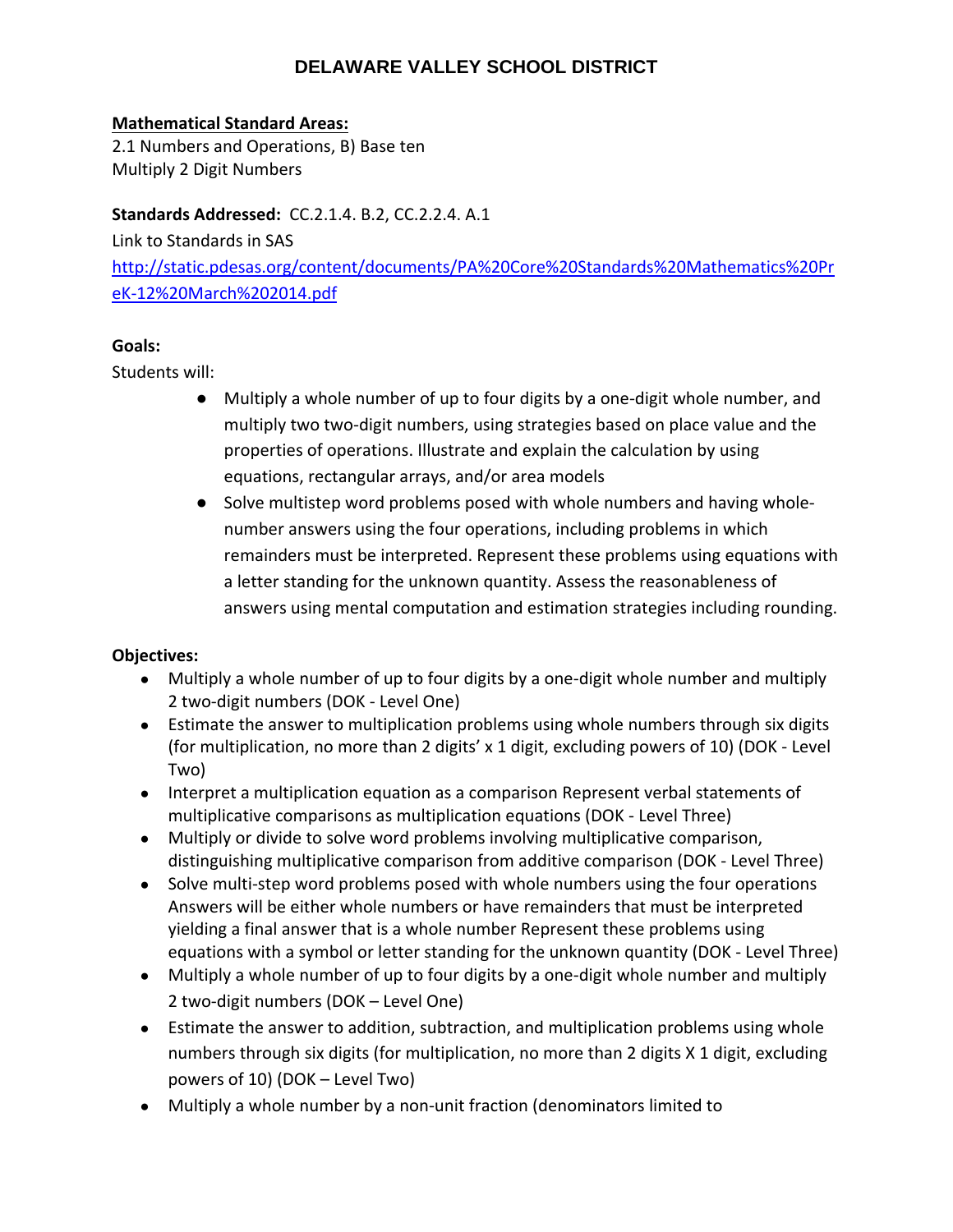# DELAWARE VALLEY SCHOOL DISTRICT

**Mathematical Standard Areas:**
2.1 Numbers and Operations, B) Base ten
Multiply 2 Digit Numbers

**Standards Addressed:** CC.2.1.4. B.2, CC.2.2.4. A.1
Link to Standards in SAS
[http://static.pdesas.org/content/documents/PA%20Core%20Standards%20Mathematics%20PreK-12%20March%202014.pdf](http://static.pdesas.org/content/documents/PA%20Core%20Standards%20Mathematics%20PreK-12%20March%202014.pdf)

**Goals:**
Students will:

- Multiply a whole number of up to four digits by a one-digit whole number, and multiply two two-digit numbers, using strategies based on place value and the properties of operations. Illustrate and explain the calculation by using equations, rectangular arrays, and/or area models
- Solve multistep word problems posed with whole numbers and having whole-number answers using the four operations, including problems in which remainders must be interpreted. Represent these problems using equations with a letter standing for the unknown quantity. Assess the reasonableness of answers using mental computation and estimation strategies including rounding.

**Objectives:**

- Multiply a whole number of up to four digits by a one-digit whole number and multiply 2 two-digit numbers (DOK - Level One)
- Estimate the answer to multiplication problems using whole numbers through six digits (for multiplication, no more than 2 digits' x 1 digit, excluding powers of 10) (DOK - Level Two)
- Interpret a multiplication equation as a comparison Represent verbal statements of multiplicative comparisons as multiplication equations (DOK - Level Three)
- Multiply or divide to solve word problems involving multiplicative comparison, distinguishing multiplicative comparison from additive comparison (DOK - Level Three)
- Solve multi-step word problems posed with whole numbers using the four operations Answers will be either whole numbers or have remainders that must be interpreted yielding a final answer that is a whole number Represent these problems using equations with a symbol or letter standing for the unknown quantity (DOK - Level Three)
- Multiply a whole number of up to four digits by a one-digit whole number and multiply 2 two-digit numbers (DOK – Level One)
- Estimate the answer to addition, subtraction, and multiplication problems using whole numbers through six digits (for multiplication, no more than 2 digits X 1 digit, excluding powers of 10) (DOK – Level Two)
- Multiply a whole number by a non-unit fraction (denominators limited to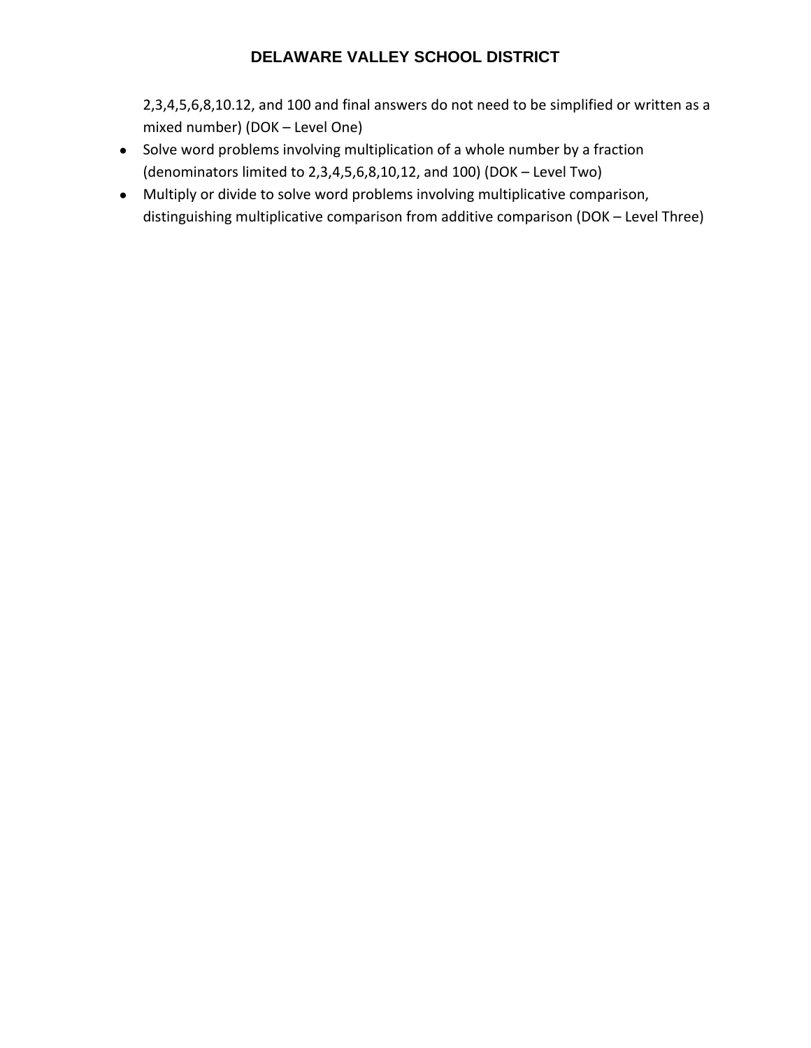2,3,4,5,6,8,10.12, and 100 and final answers do not need to be simplified or written as a mixed number) (DOK – Level One)

- Solve word problems involving multiplication of a whole number by a fraction (denominators limited to 2,3,4,5,6,8,10,12, and 100) (DOK – Level Two)
- Multiply or divide to solve word problems involving multiplicative comparison, distinguishing multiplicative comparison from additive comparison (DOK – Level Three)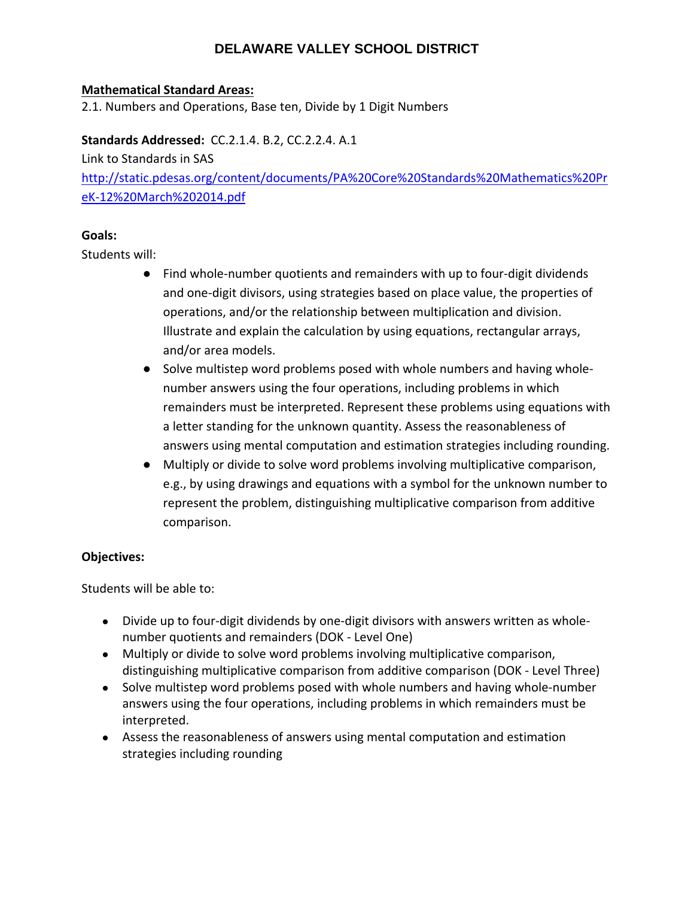# DELAWARE VALLEY SCHOOL DISTRICT

**Mathematical Standard Areas:**

2.1. Numbers and Operations, Base ten, Divide by 1 Digit Numbers

**Standards Addressed:** CC.2.1.4. B.2, CC.2.2.4. A.1

Link to Standards in SAS

http://static.pdesas.org/content/documents/PA%20Core%20Standards%20Mathematics%20PreK-12%20March%202014.pdf

**Goals:**

Students will:

- Find whole-number quotients and remainders with up to four-digit dividends and one-digit divisors, using strategies based on place value, the properties of operations, and/or the relationship between multiplication and division. Illustrate and explain the calculation by using equations, rectangular arrays, and/or area models.
- Solve multistep word problems posed with whole numbers and having whole-number answers using the four operations, including problems in which remainders must be interpreted. Represent these problems using equations with a letter standing for the unknown quantity. Assess the reasonableness of answers using mental computation and estimation strategies including rounding.
- Multiply or divide to solve word problems involving multiplicative comparison, e.g., by using drawings and equations with a symbol for the unknown number to represent the problem, distinguishing multiplicative comparison from additive comparison.

**Objectives:**

Students will be able to:

- Divide up to four-digit dividends by one-digit divisors with answers written as whole-number quotients and remainders (DOK - Level One)
- Multiply or divide to solve word problems involving multiplicative comparison, distinguishing multiplicative comparison from additive comparison (DOK - Level Three)
- Solve multistep word problems posed with whole numbers and having whole-number answers using the four operations, including problems in which remainders must be interpreted.
- Assess the reasonableness of answers using mental computation and estimation strategies including rounding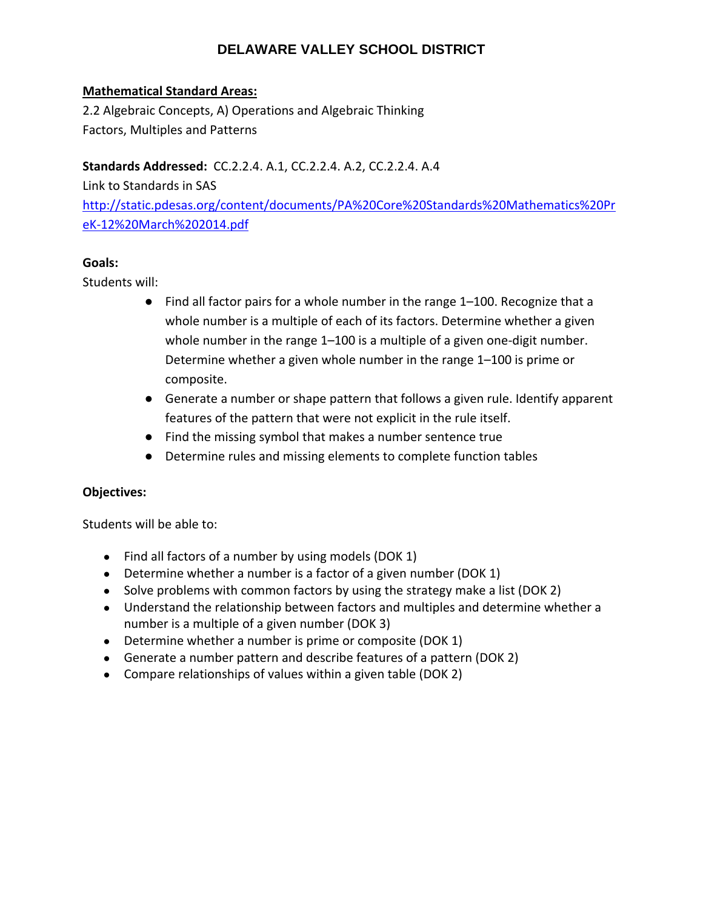# DELAWARE VALLEY SCHOOL DISTRICT

**Mathematical Standard Areas:**

2.2 Algebraic Concepts, A) Operations and Algebraic Thinking
Factors, Multiples and Patterns

**Standards Addressed:** CC.2.2.4. A.1, CC.2.2.4. A.2, CC.2.2.4. A.4

Link to Standards in SAS
[http://static.pdesas.org/content/documents/PA%20Core%20Standards%20Mathematics%20PreK-12%20March%202014.pdf](http://static.pdesas.org/content/documents/PA%20Core%20Standards%20Mathematics%20PreK-12%20March%202014.pdf)

**Goals:**

Students will:

- Find all factor pairs for a whole number in the range 1–100. Recognize that a whole number is a multiple of each of its factors. Determine whether a given whole number in the range 1–100 is a multiple of a given one-digit number. Determine whether a given whole number in the range 1–100 is prime or composite.
- Generate a number or shape pattern that follows a given rule. Identify apparent features of the pattern that were not explicit in the rule itself.
- Find the missing symbol that makes a number sentence true
- Determine rules and missing elements to complete function tables

**Objectives:**

Students will be able to:

- Find all factors of a number by using models (DOK 1)
- Determine whether a number is a factor of a given number (DOK 1)
- Solve problems with common factors by using the strategy make a list (DOK 2)
- Understand the relationship between factors and multiples and determine whether a number is a multiple of a given number (DOK 3)
- Determine whether a number is prime or composite (DOK 1)
- Generate a number pattern and describe features of a pattern (DOK 2)
- Compare relationships of values within a given table (DOK 2)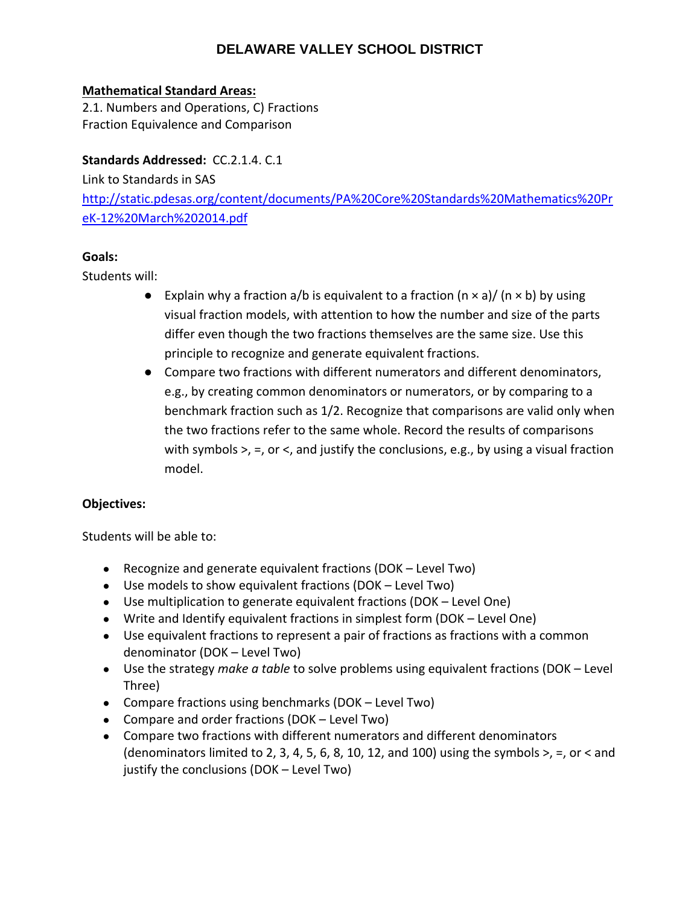# DELAWARE VALLEY SCHOOL DISTRICT

**Mathematical Standard Areas:**
2.1. Numbers and Operations, C) Fractions
Fraction Equivalence and Comparison

**Standards Addressed:** CC.2.1.4. C.1
Link to Standards in SAS
http://static.pdesas.org/content/documents/PA%20Core%20Standards%20Mathematics%20PreK-12%20March%202014.pdf

**Goals:**
Students will:

- Explain why a fraction a/b is equivalent to a fraction (n × a)/ (n × b) by using visual fraction models, with attention to how the number and size of the parts differ even though the two fractions themselves are the same size. Use this principle to recognize and generate equivalent fractions.
- Compare two fractions with different numerators and different denominators, e.g., by creating common denominators or numerators, or by comparing to a benchmark fraction such as 1/2. Recognize that comparisons are valid only when the two fractions refer to the same whole. Record the results of comparisons with symbols >, =, or <, and justify the conclusions, e.g., by using a visual fraction model.

**Objectives:**

Students will be able to:

- Recognize and generate equivalent fractions (DOK – Level Two)
- Use models to show equivalent fractions (DOK – Level Two)
- Use multiplication to generate equivalent fractions (DOK – Level One)
- Write and Identify equivalent fractions in simplest form (DOK – Level One)
- Use equivalent fractions to represent a pair of fractions as fractions with a common denominator (DOK – Level Two)
- Use the strategy *make a table* to solve problems using equivalent fractions (DOK – Level Three)
- Compare fractions using benchmarks (DOK – Level Two)
- Compare and order fractions (DOK – Level Two)
- Compare two fractions with different numerators and different denominators (denominators limited to 2, 3, 4, 5, 6, 8, 10, 12, and 100) using the symbols >, =, or < and justify the conclusions (DOK – Level Two)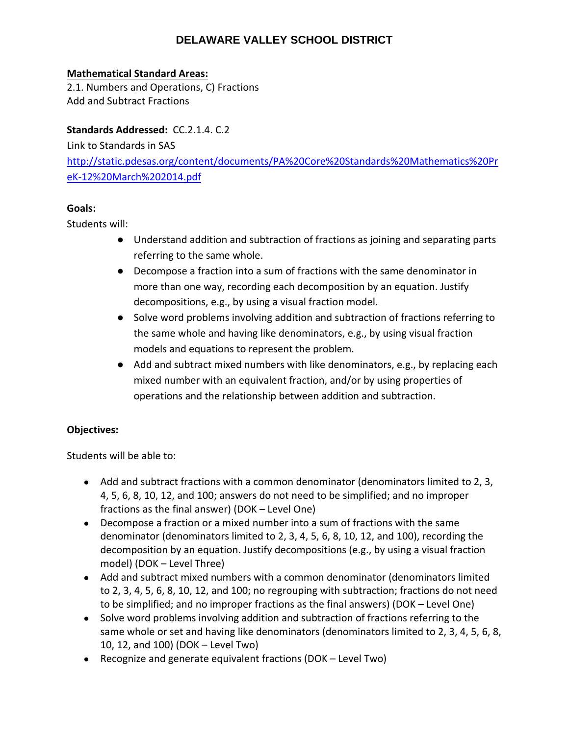# DELAWARE VALLEY SCHOOL DISTRICT

**Mathematical Standard Areas:**

2.1. Numbers and Operations, C) Fractions
Add and Subtract Fractions

**Standards Addressed:** CC.2.1.4. C.2

Link to Standards in SAS

http://static.pdesas.org/content/documents/PA%20Core%20Standards%20Mathematics%20PreK-12%20March%202014.pdf

**Goals:**

Students will:

- Understand addition and subtraction of fractions as joining and separating parts referring to the same whole.
- Decompose a fraction into a sum of fractions with the same denominator in more than one way, recording each decomposition by an equation. Justify decompositions, e.g., by using a visual fraction model.
- Solve word problems involving addition and subtraction of fractions referring to the same whole and having like denominators, e.g., by using visual fraction models and equations to represent the problem.
- Add and subtract mixed numbers with like denominators, e.g., by replacing each mixed number with an equivalent fraction, and/or by using properties of operations and the relationship between addition and subtraction.

**Objectives:**

Students will be able to:

- Add and subtract fractions with a common denominator (denominators limited to 2, 3, 4, 5, 6, 8, 10, 12, and 100; answers do not need to be simplified; and no improper fractions as the final answer) (DOK – Level One)
- Decompose a fraction or a mixed number into a sum of fractions with the same denominator (denominators limited to 2, 3, 4, 5, 6, 8, 10, 12, and 100), recording the decomposition by an equation. Justify decompositions (e.g., by using a visual fraction model) (DOK – Level Three)
- Add and subtract mixed numbers with a common denominator (denominators limited to 2, 3, 4, 5, 6, 8, 10, 12, and 100; no regrouping with subtraction; fractions do not need to be simplified; and no improper fractions as the final answers) (DOK – Level One)
- Solve word problems involving addition and subtraction of fractions referring to the same whole or set and having like denominators (denominators limited to 2, 3, 4, 5, 6, 8, 10, 12, and 100) (DOK – Level Two)
- Recognize and generate equivalent fractions (DOK – Level Two)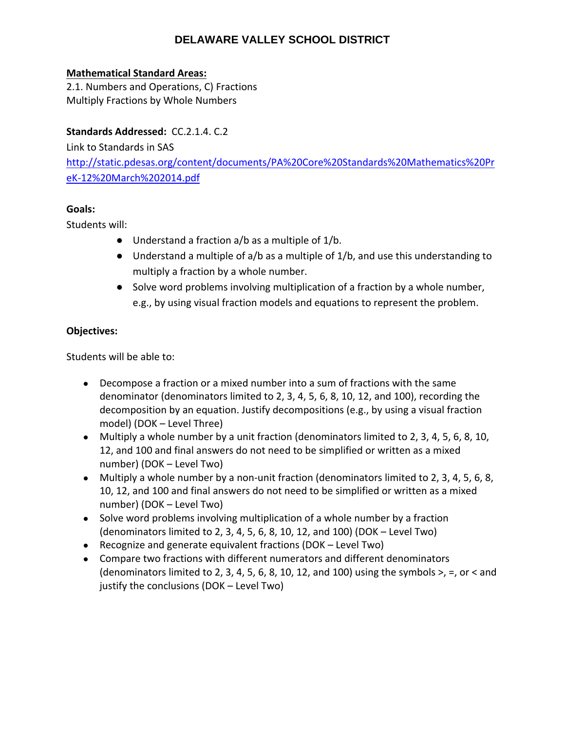# DELAWARE VALLEY SCHOOL DISTRICT

**Mathematical Standard Areas:**
2.1. Numbers and Operations, C) Fractions
Multiply Fractions by Whole Numbers

**Standards Addressed:** CC.2.1.4. C.2
Link to Standards in SAS
http://static.pdesas.org/content/documents/PA%20Core%20Standards%20Mathematics%20PreK-12%20March%202014.pdf

**Goals:**
Students will:

- Understand a fraction a/b as a multiple of 1/b.
- Understand a multiple of a/b as a multiple of 1/b, and use this understanding to multiply a fraction by a whole number.
- Solve word problems involving multiplication of a fraction by a whole number, e.g., by using visual fraction models and equations to represent the problem.

**Objectives:**

Students will be able to:

- Decompose a fraction or a mixed number into a sum of fractions with the same denominator (denominators limited to 2, 3, 4, 5, 6, 8, 10, 12, and 100), recording the decomposition by an equation. Justify decompositions (e.g., by using a visual fraction model) (DOK – Level Three)
- Multiply a whole number by a unit fraction (denominators limited to 2, 3, 4, 5, 6, 8, 10, 12, and 100 and final answers do not need to be simplified or written as a mixed number) (DOK – Level Two)
- Multiply a whole number by a non-unit fraction (denominators limited to 2, 3, 4, 5, 6, 8, 10, 12, and 100 and final answers do not need to be simplified or written as a mixed number) (DOK – Level Two)
- Solve word problems involving multiplication of a whole number by a fraction (denominators limited to 2, 3, 4, 5, 6, 8, 10, 12, and 100) (DOK – Level Two)
- Recognize and generate equivalent fractions (DOK – Level Two)
- Compare two fractions with different numerators and different denominators (denominators limited to 2, 3, 4, 5, 6, 8, 10, 12, and 100) using the symbols >, =, or < and justify the conclusions (DOK – Level Two)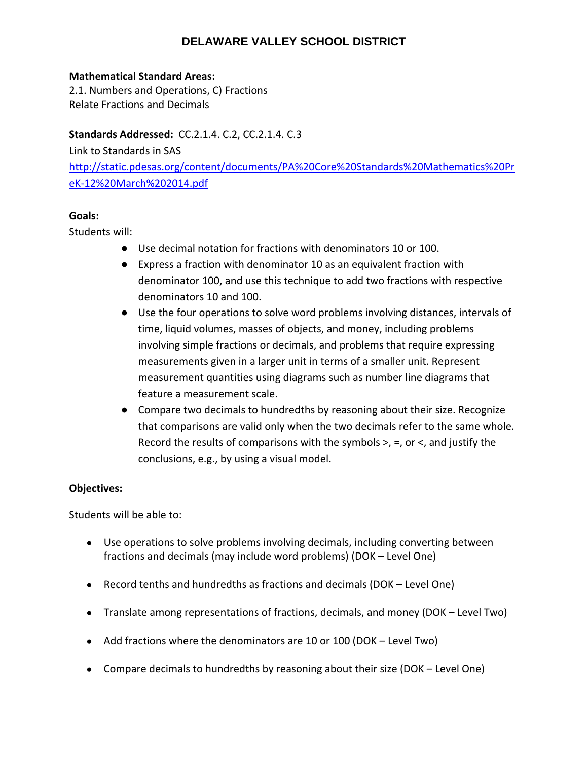# DELAWARE VALLEY SCHOOL DISTRICT

**Mathematical Standard Areas:**
2.1. Numbers and Operations, C) Fractions
Relate Fractions and Decimals

**Standards Addressed:** CC.2.1.4. C.2, CC.2.1.4. C.3
Link to Standards in SAS
http://static.pdesas.org/content/documents/PA%20Core%20Standards%20Mathematics%20PreK-12%20March%202014.pdf

**Goals:**

Students will:

- Use decimal notation for fractions with denominators 10 or 100.
- Express a fraction with denominator 10 as an equivalent fraction with denominator 100, and use this technique to add two fractions with respective denominators 10 and 100.
- Use the four operations to solve word problems involving distances, intervals of time, liquid volumes, masses of objects, and money, including problems involving simple fractions or decimals, and problems that require expressing measurements given in a larger unit in terms of a smaller unit. Represent measurement quantities using diagrams such as number line diagrams that feature a measurement scale.
- Compare two decimals to hundredths by reasoning about their size. Recognize that comparisons are valid only when the two decimals refer to the same whole. Record the results of comparisons with the symbols >, =, or <, and justify the conclusions, e.g., by using a visual model.

**Objectives:**

Students will be able to:

- Use operations to solve problems involving decimals, including converting between fractions and decimals (may include word problems) (DOK – Level One)
- Record tenths and hundredths as fractions and decimals (DOK – Level One)
- Translate among representations of fractions, decimals, and money (DOK – Level Two)
- Add fractions where the denominators are 10 or 100 (DOK – Level Two)
- Compare decimals to hundredths by reasoning about their size (DOK – Level One)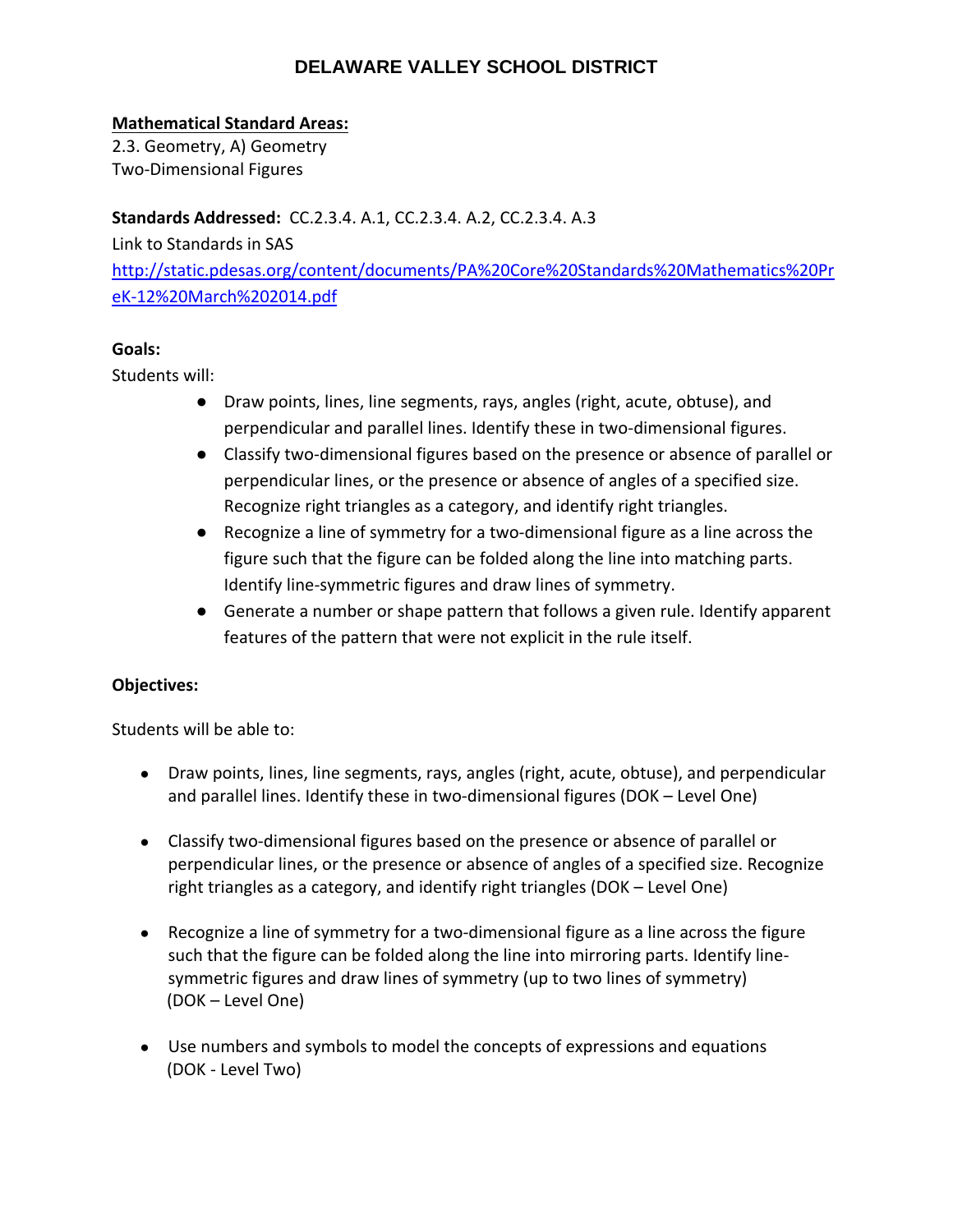# DELAWARE VALLEY SCHOOL DISTRICT

**Mathematical Standard Areas:**
2.3. Geometry, A) Geometry
Two-Dimensional Figures

**Standards Addressed:** CC.2.3.4. A.1, CC.2.3.4. A.2, CC.2.3.4. A.3
Link to Standards in SAS
http://static.pdesas.org/content/documents/PA%20Core%20Standards%20Mathematics%20PreK-12%20March%202014.pdf

**Goals:**
Students will:

- Draw points, lines, line segments, rays, angles (right, acute, obtuse), and perpendicular and parallel lines. Identify these in two-dimensional figures.
- Classify two-dimensional figures based on the presence or absence of parallel or perpendicular lines, or the presence or absence of angles of a specified size. Recognize right triangles as a category, and identify right triangles.
- Recognize a line of symmetry for a two-dimensional figure as a line across the figure such that the figure can be folded along the line into matching parts. Identify line-symmetric figures and draw lines of symmetry.
- Generate a number or shape pattern that follows a given rule. Identify apparent features of the pattern that were not explicit in the rule itself.

**Objectives:**

Students will be able to:

- Draw points, lines, line segments, rays, angles (right, acute, obtuse), and perpendicular and parallel lines. Identify these in two-dimensional figures (DOK – Level One)
- Classify two-dimensional figures based on the presence or absence of parallel or perpendicular lines, or the presence or absence of angles of a specified size. Recognize right triangles as a category, and identify right triangles (DOK – Level One)
- Recognize a line of symmetry for a two-dimensional figure as a line across the figure such that the figure can be folded along the line into mirroring parts. Identify line-symmetric figures and draw lines of symmetry (up to two lines of symmetry) (DOK – Level One)
- Use numbers and symbols to model the concepts of expressions and equations (DOK - Level Two)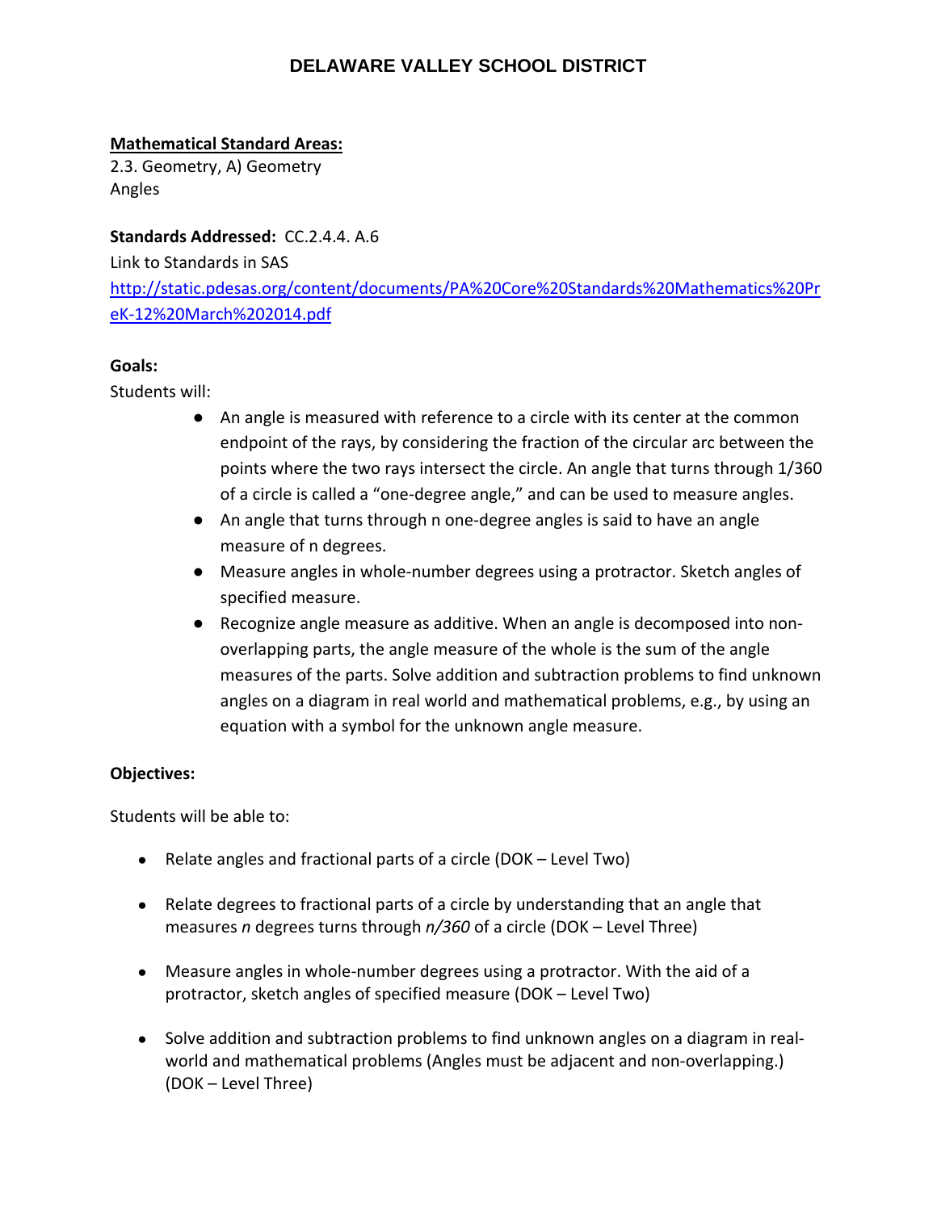# DELAWARE VALLEY SCHOOL DISTRICT

**Mathematical Standard Areas:**
2.3. Geometry, A) Geometry
Angles

**Standards Addressed:** CC.2.4.4. A.6
Link to Standards in SAS
http://static.pdesas.org/content/documents/PA%20Core%20Standards%20Mathematics%20PreK-12%20March%202014.pdf

**Goals:**
Students will:

- An angle is measured with reference to a circle with its center at the common endpoint of the rays, by considering the fraction of the circular arc between the points where the two rays intersect the circle. An angle that turns through 1/360 of a circle is called a "one-degree angle," and can be used to measure angles.
- An angle that turns through n one-degree angles is said to have an angle measure of n degrees.
- Measure angles in whole-number degrees using a protractor. Sketch angles of specified measure.
- Recognize angle measure as additive. When an angle is decomposed into non-overlapping parts, the angle measure of the whole is the sum of the angle measures of the parts. Solve addition and subtraction problems to find unknown angles on a diagram in real world and mathematical problems, e.g., by using an equation with a symbol for the unknown angle measure.

**Objectives:**

Students will be able to:

- Relate angles and fractional parts of a circle (DOK – Level Two)
- Relate degrees to fractional parts of a circle by understanding that an angle that measures *n* degrees turns through *n/360* of a circle (DOK – Level Three)
- Measure angles in whole-number degrees using a protractor. With the aid of a protractor, sketch angles of specified measure (DOK – Level Two)
- Solve addition and subtraction problems to find unknown angles on a diagram in real-world and mathematical problems (Angles must be adjacent and non-overlapping.) (DOK – Level Three)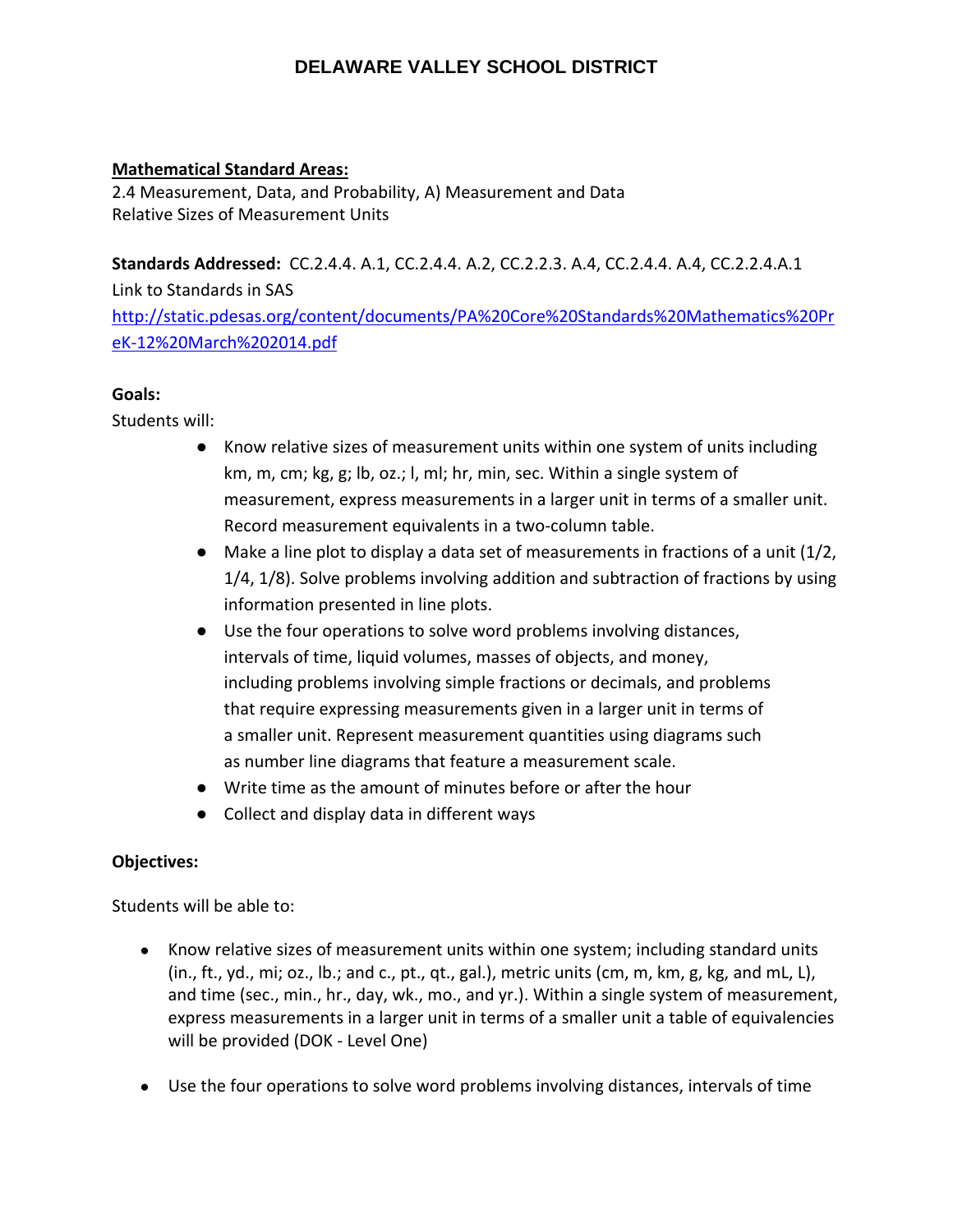# DELAWARE VALLEY SCHOOL DISTRICT

__Mathematical Standard Areas:__
2.4 Measurement, Data, and Probability, A) Measurement and Data
Relative Sizes of Measurement Units

**Standards Addressed:** CC.2.4.4. A.1, CC.2.4.4. A.2, CC.2.2.3. A.4, CC.2.4.4. A.4, CC.2.2.4.A.1
Link to Standards in SAS
http://static.pdesas.org/content/documents/PA%20Core%20Standards%20Mathematics%20PreK-12%20March%202014.pdf

**Goals:**
Students will:

- Know relative sizes of measurement units within one system of units including km, m, cm; kg, g; lb, oz.; l, ml; hr, min, sec. Within a single system of measurement, express measurements in a larger unit in terms of a smaller unit. Record measurement equivalents in a two-column table.
- Make a line plot to display a data set of measurements in fractions of a unit (1/2, 1/4, 1/8). Solve problems involving addition and subtraction of fractions by using information presented in line plots.
- Use the four operations to solve word problems involving distances, intervals of time, liquid volumes, masses of objects, and money, including problems involving simple fractions or decimals, and problems that require expressing measurements given in a larger unit in terms of a smaller unit. Represent measurement quantities using diagrams such as number line diagrams that feature a measurement scale.
- Write time as the amount of minutes before or after the hour
- Collect and display data in different ways

**Objectives:**

Students will be able to:

- Know relative sizes of measurement units within one system; including standard units (in., ft., yd., mi; oz., lb.; and c., pt., qt., gal.), metric units (cm, m, km, g, kg, and mL, L), and time (sec., min., hr., day, wk., mo., and yr.). Within a single system of measurement, express measurements in a larger unit in terms of a smaller unit a table of equivalencies will be provided (DOK - Level One)

- Use the four operations to solve word problems involving distances, intervals of time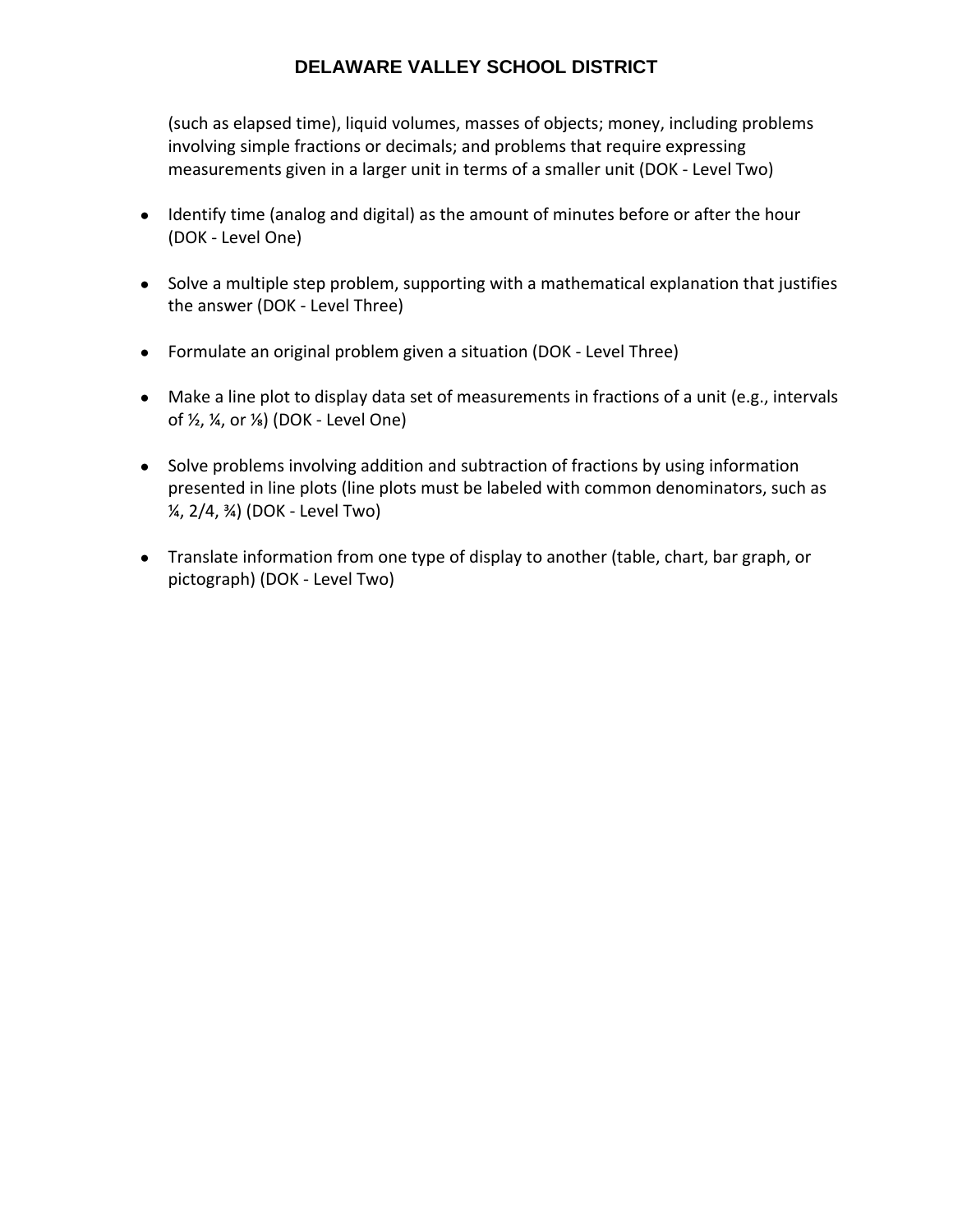(such as elapsed time), liquid volumes, masses of objects; money, including problems involving simple fractions or decimals; and problems that require expressing measurements given in a larger unit in terms of a smaller unit (DOK - Level Two)

- Identify time (analog and digital) as the amount of minutes before or after the hour (DOK - Level One)
- Solve a multiple step problem, supporting with a mathematical explanation that justifies the answer (DOK - Level Three)
- Formulate an original problem given a situation (DOK - Level Three)
- Make a line plot to display data set of measurements in fractions of a unit (e.g., intervals of ½, ¼, or ⅛) (DOK - Level One)
- Solve problems involving addition and subtraction of fractions by using information presented in line plots (line plots must be labeled with common denominators, such as ¼, 2/4, ¾) (DOK - Level Two)
- Translate information from one type of display to another (table, chart, bar graph, or pictograph) (DOK - Level Two)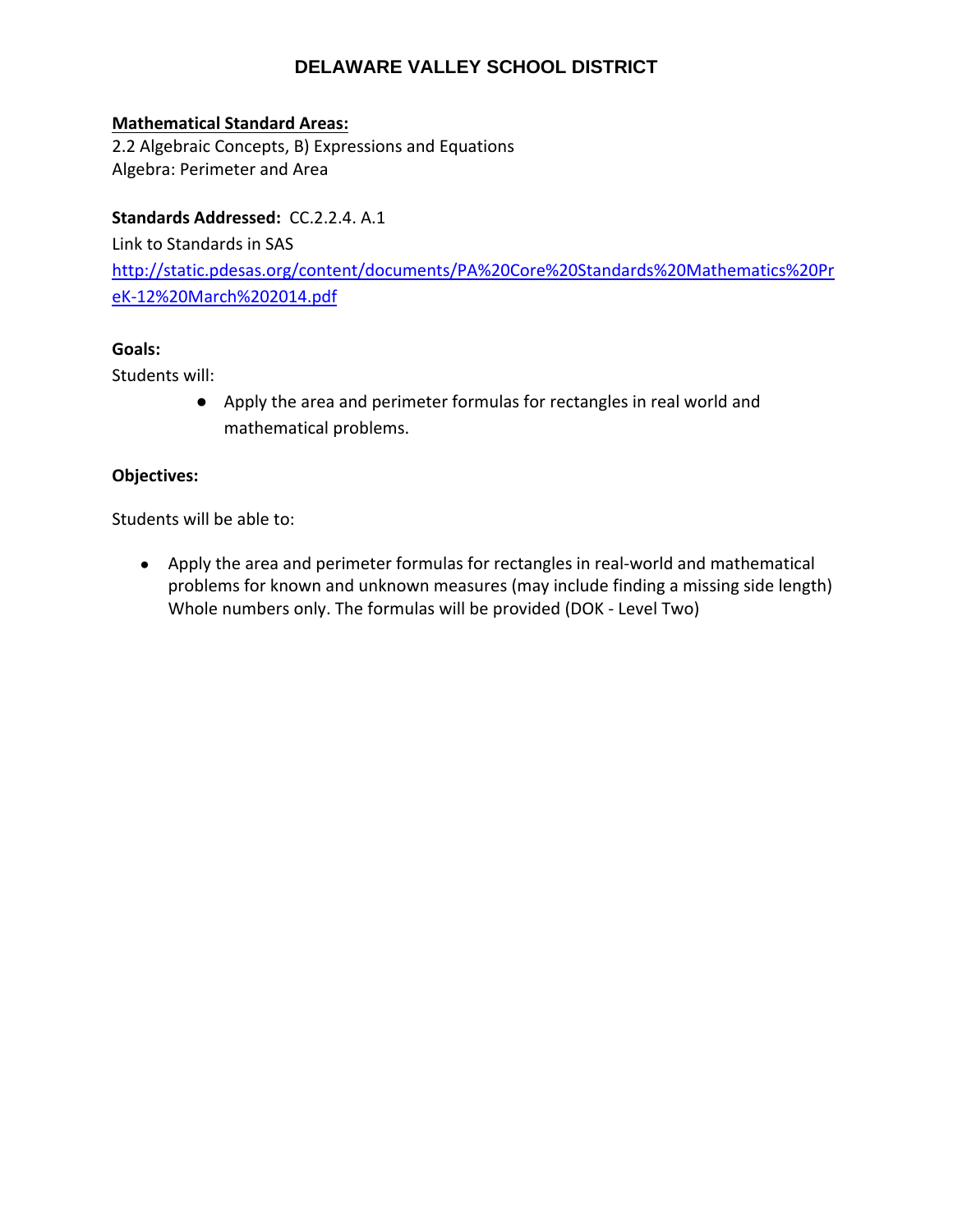# DELAWARE VALLEY SCHOOL DISTRICT

**Mathematical Standard Areas:**

2.2 Algebraic Concepts, B) Expressions and Equations
Algebra: Perimeter and Area

**Standards Addressed:** CC.2.2.4. A.1

Link to Standards in SAS
[http://static.pdesas.org/content/documents/PA%20Core%20Standards%20Mathematics%20PreK-12%20March%202014.pdf](http://static.pdesas.org/content/documents/PA%20Core%20Standards%20Mathematics%20PreK-12%20March%202014.pdf)

**Goals:**

Students will:

- Apply the area and perimeter formulas for rectangles in real world and mathematical problems.

**Objectives:**

Students will be able to:

- Apply the area and perimeter formulas for rectangles in real-world and mathematical problems for known and unknown measures (may include finding a missing side length) Whole numbers only. The formulas will be provided (DOK - Level Two)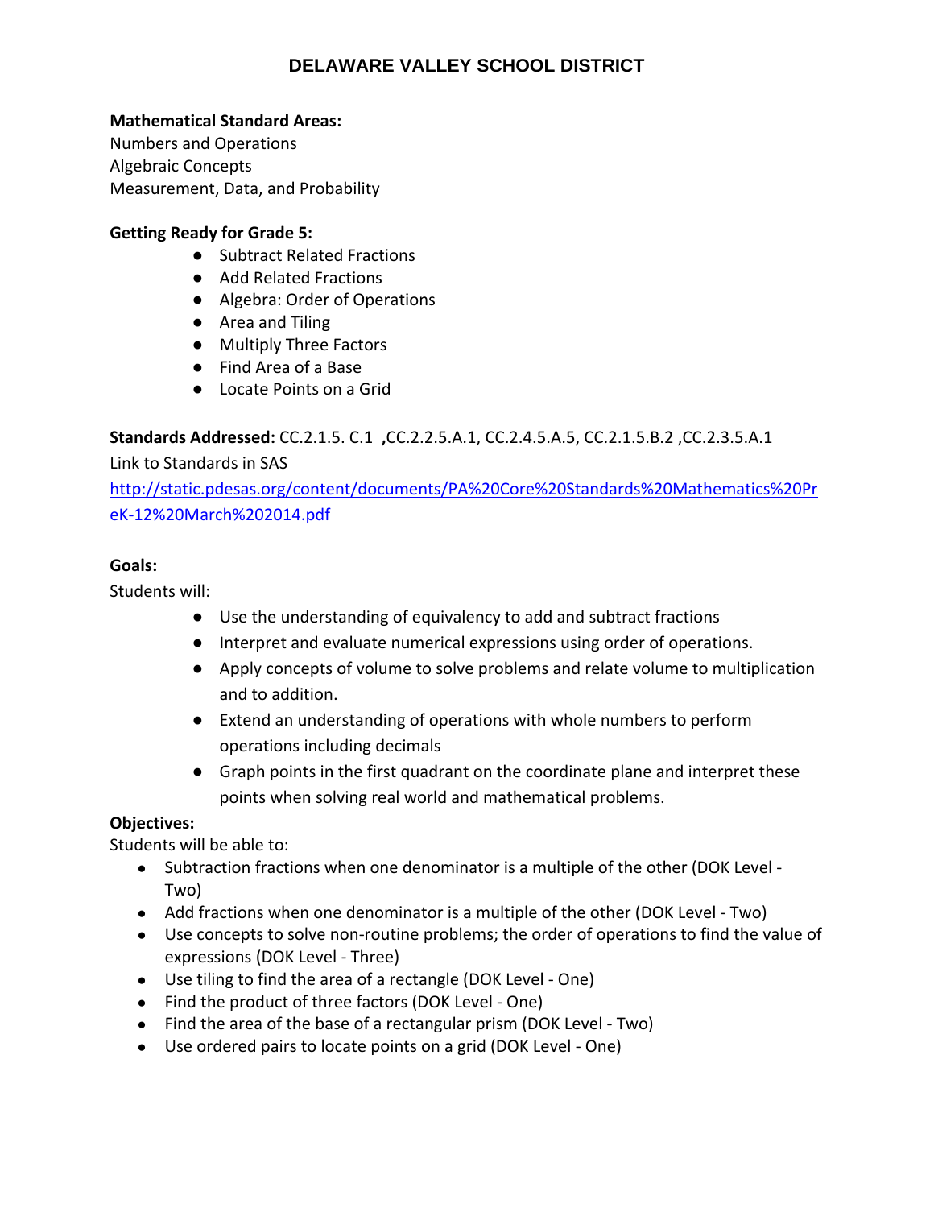# DELAWARE VALLEY SCHOOL DISTRICT

**Mathematical Standard Areas:**

Numbers and Operations
Algebraic Concepts
Measurement, Data, and Probability

**Getting Ready for Grade 5:**

- Subtract Related Fractions
- Add Related Fractions
- Algebra: Order of Operations
- Area and Tiling
- Multiply Three Factors
- Find Area of a Base
- Locate Points on a Grid

**Standards Addressed:** CC.2.1.5. C.1 **,**CC.2.2.5.A.1, CC.2.4.5.A.5, CC.2.1.5.B.2 ,CC.2.3.5.A.1
Link to Standards in SAS
[http://static.pdesas.org/content/documents/PA%20Core%20Standards%20Mathematics%20PreK-12%20March%202014.pdf](http://static.pdesas.org/content/documents/PA%20Core%20Standards%20Mathematics%20PreK-12%20March%202014.pdf)

**Goals:**

Students will:

- Use the understanding of equivalency to add and subtract fractions
- Interpret and evaluate numerical expressions using order of operations.
- Apply concepts of volume to solve problems and relate volume to multiplication and to addition.
- Extend an understanding of operations with whole numbers to perform operations including decimals
- Graph points in the first quadrant on the coordinate plane and interpret these points when solving real world and mathematical problems.

**Objectives:**

Students will be able to:

- Subtraction fractions when one denominator is a multiple of the other (DOK Level - Two)
- Add fractions when one denominator is a multiple of the other (DOK Level - Two)
- Use concepts to solve non-routine problems; the order of operations to find the value of expressions (DOK Level - Three)
- Use tiling to find the area of a rectangle (DOK Level - One)
- Find the product of three factors (DOK Level - One)
- Find the area of the base of a rectangular prism (DOK Level - Two)
- Use ordered pairs to locate points on a grid (DOK Level - One)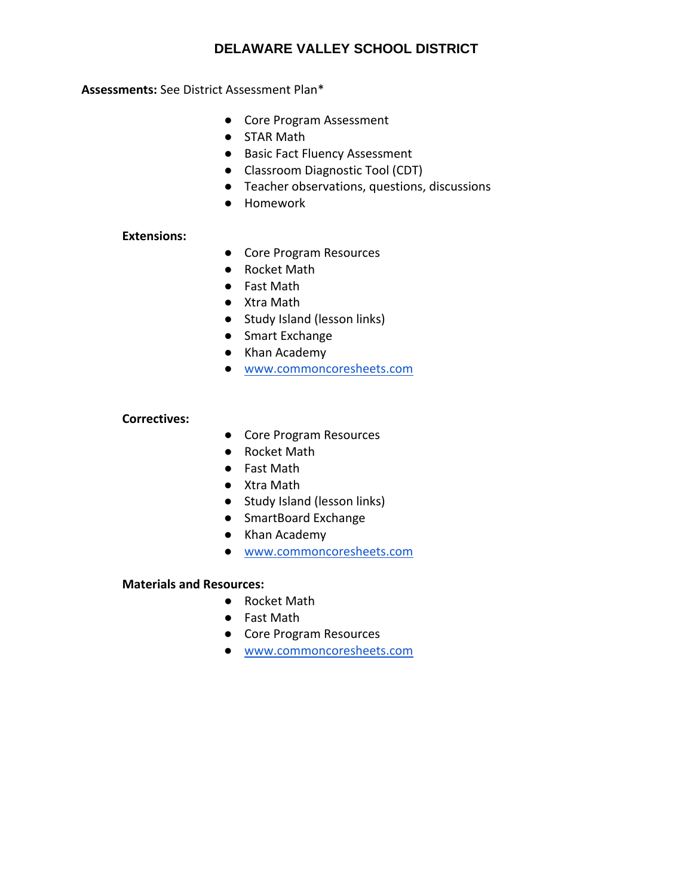# DELAWARE VALLEY SCHOOL DISTRICT

**Assessments:** See District Assessment Plan*

- Core Program Assessment
- STAR Math
- Basic Fact Fluency Assessment
- Classroom Diagnostic Tool (CDT)
- Teacher observations, questions, discussions
- Homework

**Extensions:**

- Core Program Resources
- Rocket Math
- Fast Math
- Xtra Math
- Study Island (lesson links)
- Smart Exchange
- Khan Academy
- www.commoncoresheets.com

**Correctives:**

- Core Program Resources
- Rocket Math
- Fast Math
- Xtra Math
- Study Island (lesson links)
- SmartBoard Exchange
- Khan Academy
- www.commoncoresheets.com

**Materials and Resources:**

- Rocket Math
- Fast Math
- Core Program Resources
- www.commoncoresheets.com